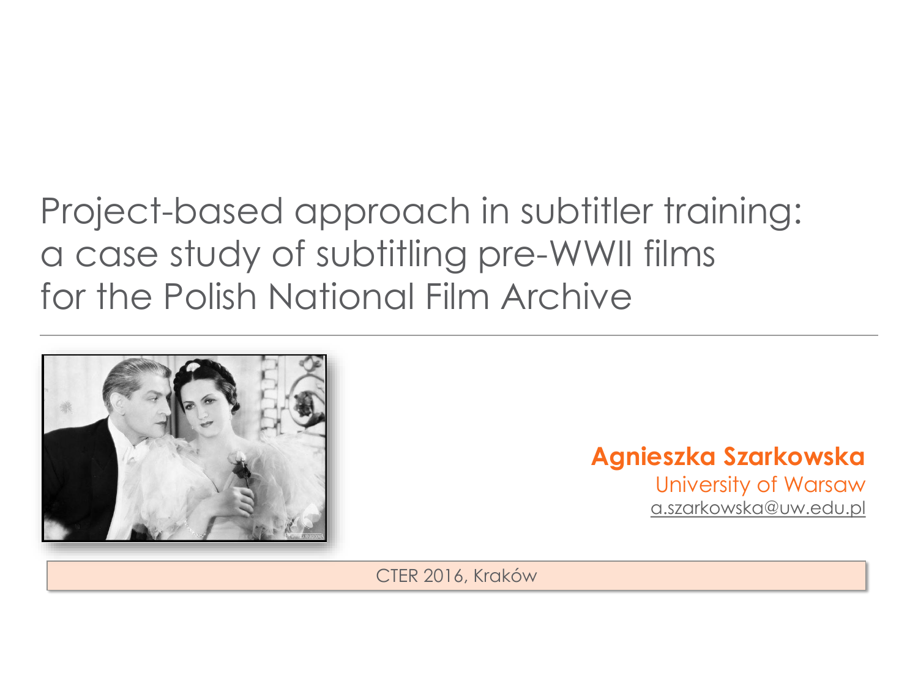# Project-based approach in subtitler training: a case study of subtitling pre-WWII films for the Polish National Film Archive

**Agnieszka Szarkowska**
University of Warsaw
a.szarkowska@uw.edu.pl

CTER 2016, Kraków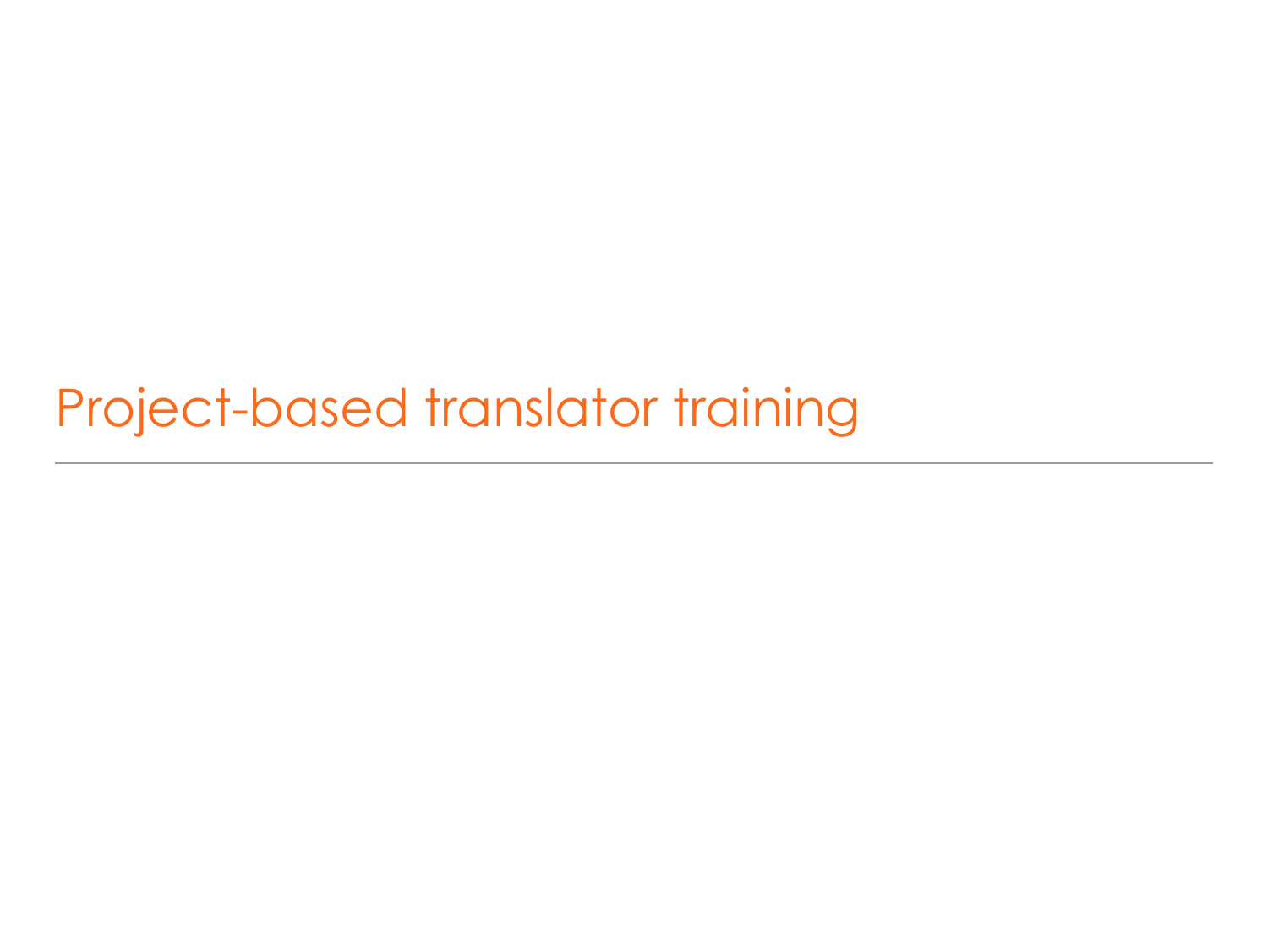# Project-based translator training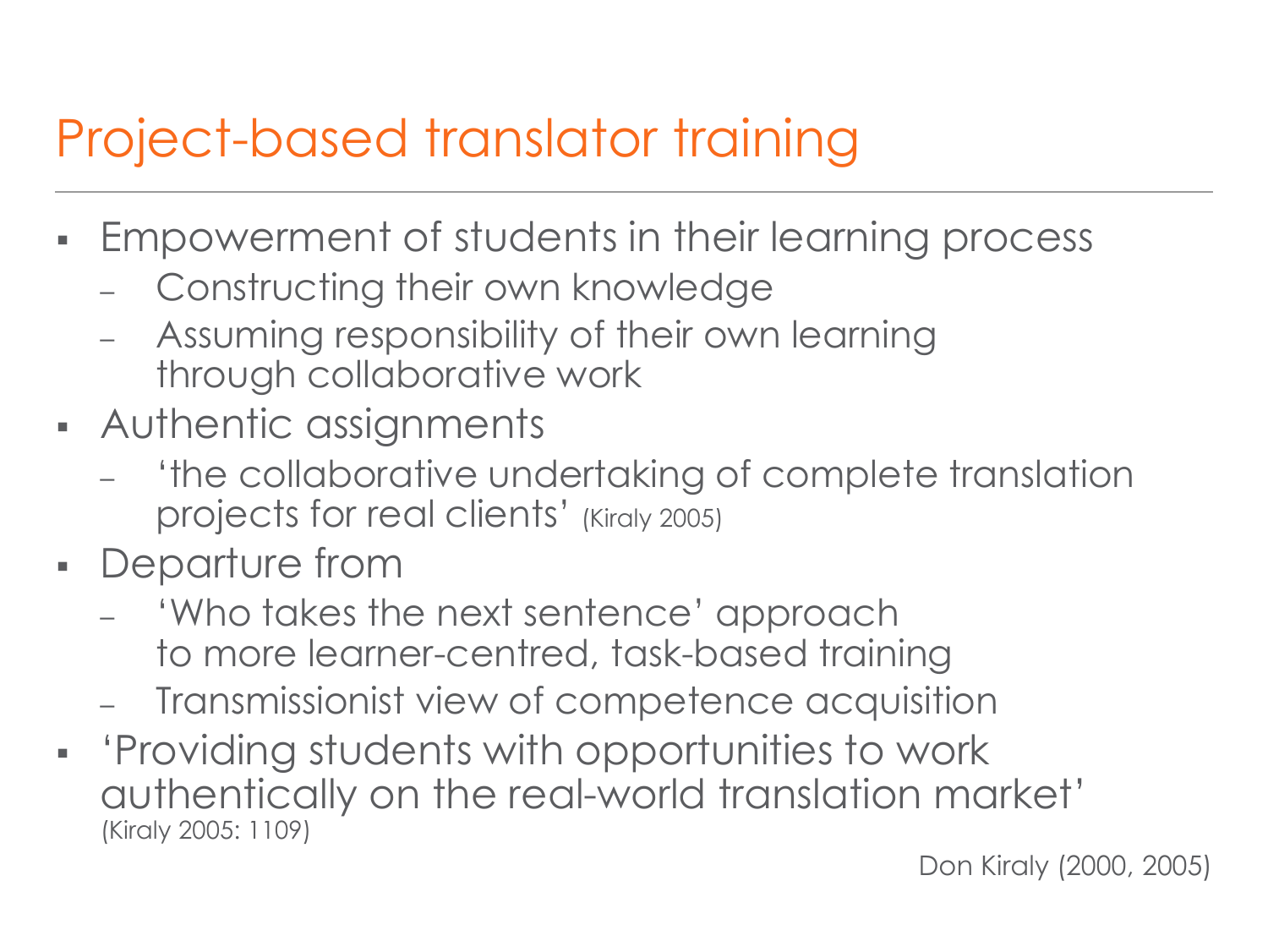# Project-based translator training

- Empowerment of students in their learning process
  - Constructing their own knowledge
  - Assuming responsibility of their own learning through collaborative work
- Authentic assignments
  - 'the collaborative undertaking of complete translation projects for real clients' (Kiraly 2005)
- Departure from
  - 'Who takes the next sentence' approach to more learner-centred, task-based training
  - Transmissionist view of competence acquisition
- 'Providing students with opportunities to work authentically on the real-world translation market' (Kiraly 2005: 1109)

Don Kiraly (2000, 2005)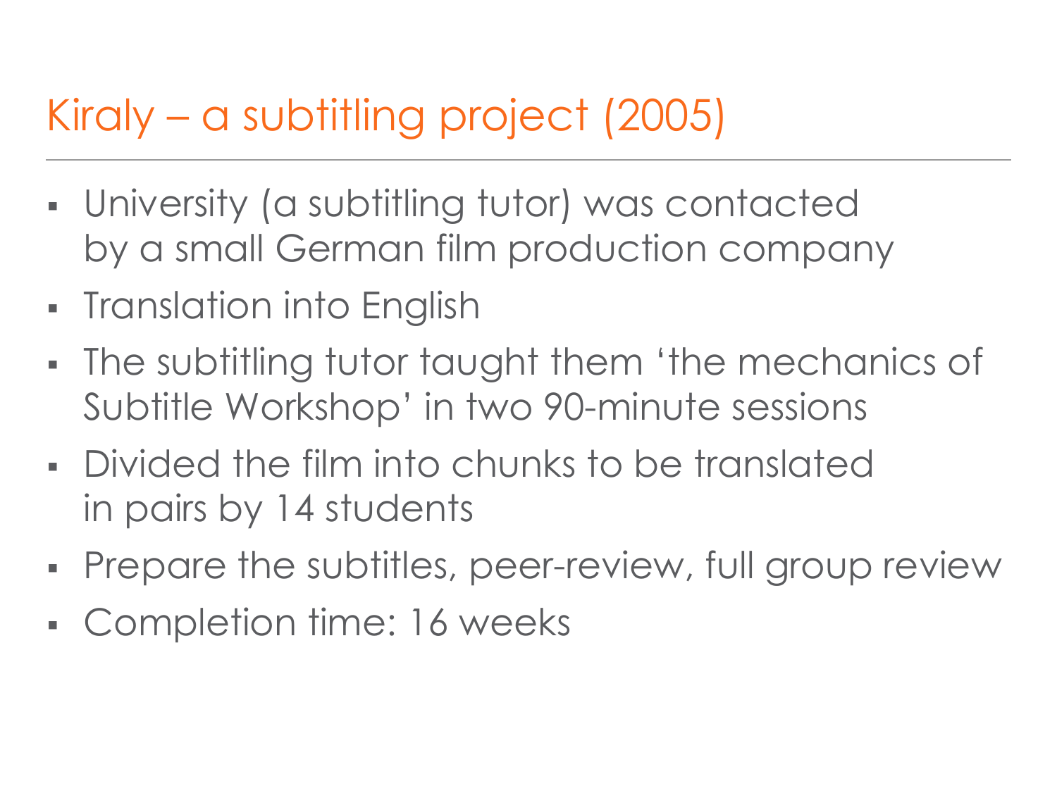# Kiraly – a subtitling project (2005)

- University (a subtitling tutor) was contacted by a small German film production company
- Translation into English
- The subtitling tutor taught them 'the mechanics of Subtitle Workshop' in two 90-minute sessions
- Divided the film into chunks to be translated in pairs by 14 students
- Prepare the subtitles, peer-review, full group review
- Completion time: 16 weeks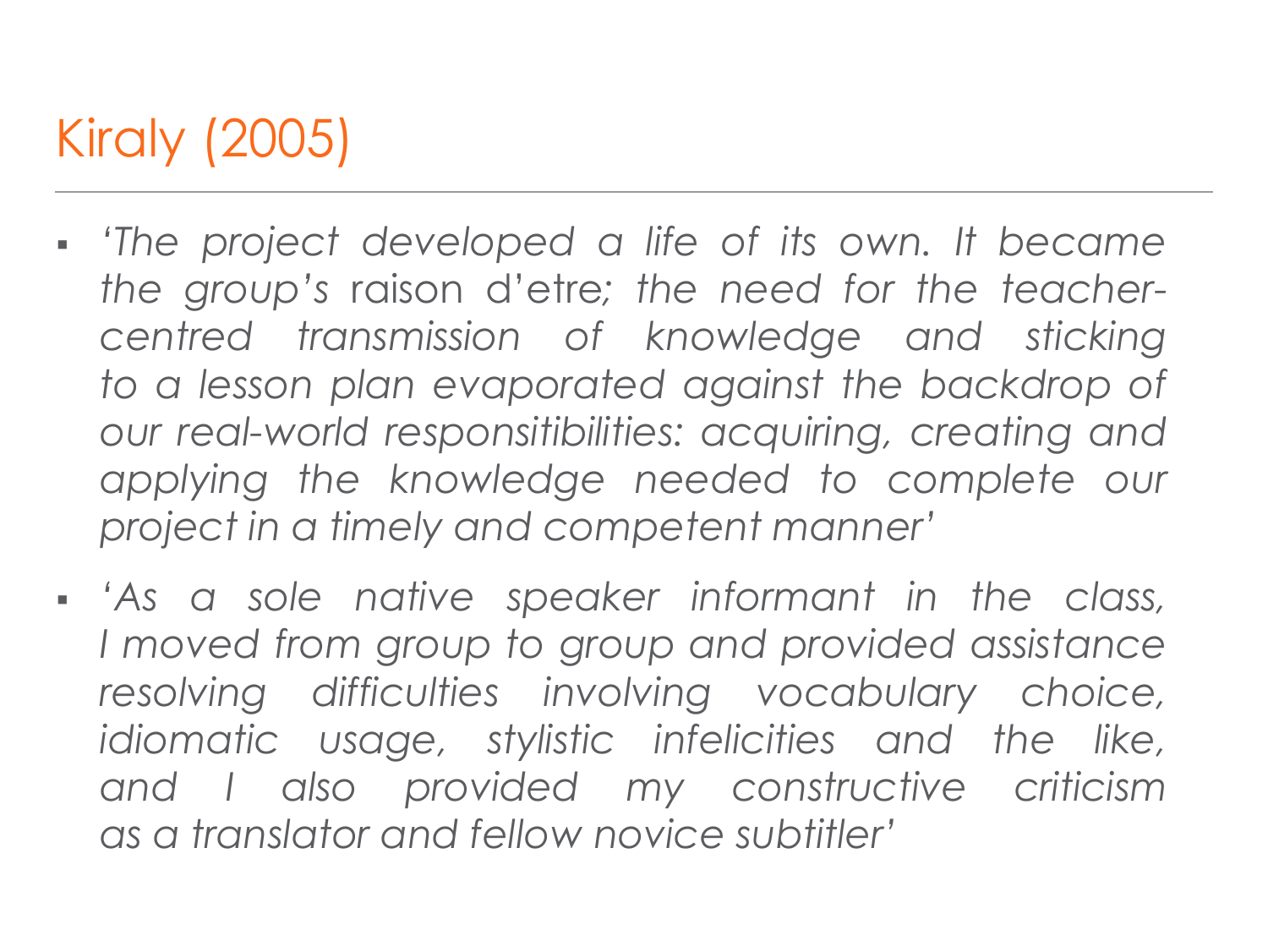# Kiraly (2005)

- *'The project developed a life of its own. It became the group's* raison d'etre*; the need for the teacher-centred transmission of knowledge and sticking to a lesson plan evaporated against the backdrop of our real-world responsitibilities: acquiring, creating and applying the knowledge needed to complete our project in a timely and competent manner'*
- *'As a sole native speaker informant in the class, I moved from group to group and provided assistance resolving difficulties involving vocabulary choice, idiomatic usage, stylistic infelicities and the like, and I also provided my constructive criticism as a translator and fellow novice subtitler'*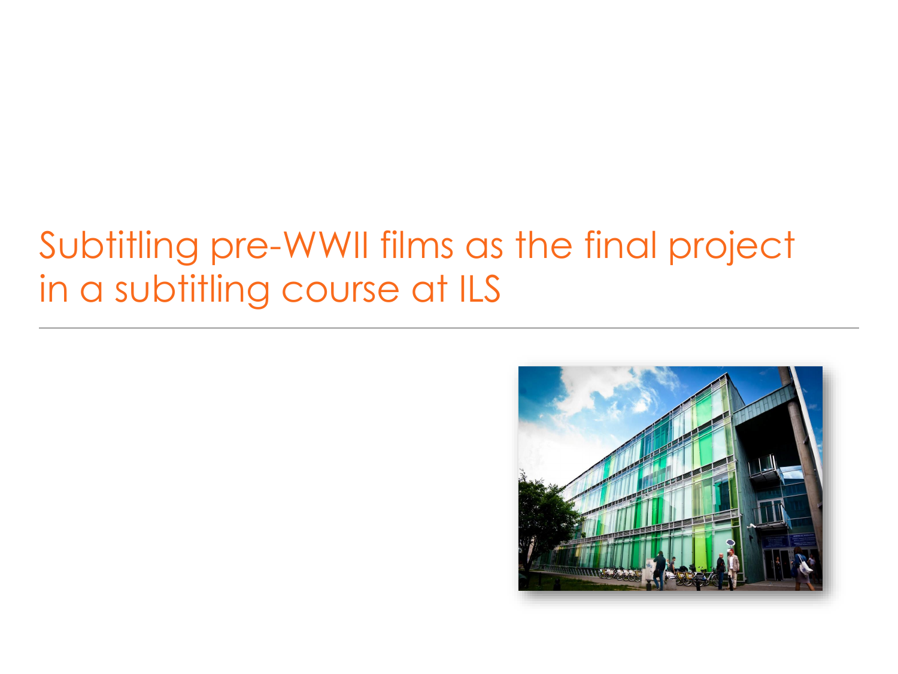# Subtitling pre-WWII films as the final project in a subtitling course at ILS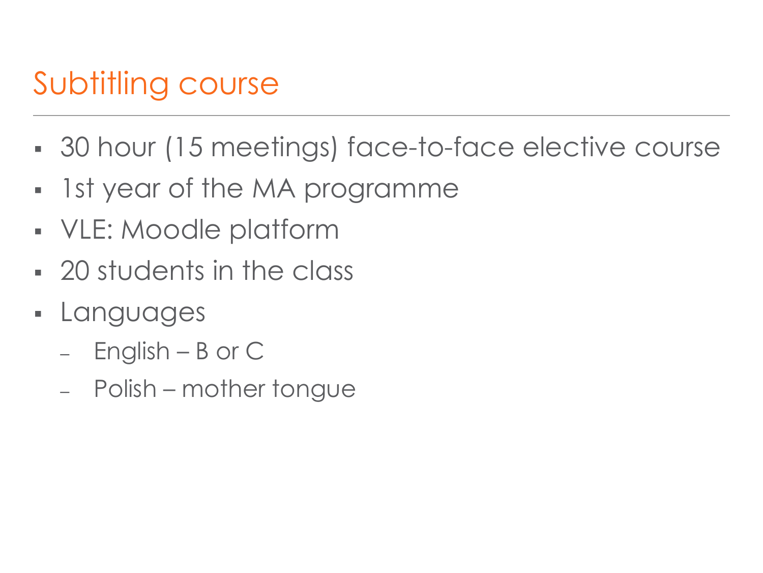# Subtitling course

- 30 hour (15 meetings) face-to-face elective course
- 1st year of the MA programme
- VLE: Moodle platform
- 20 students in the class
- Languages
  - English – B or C
  - Polish – mother tongue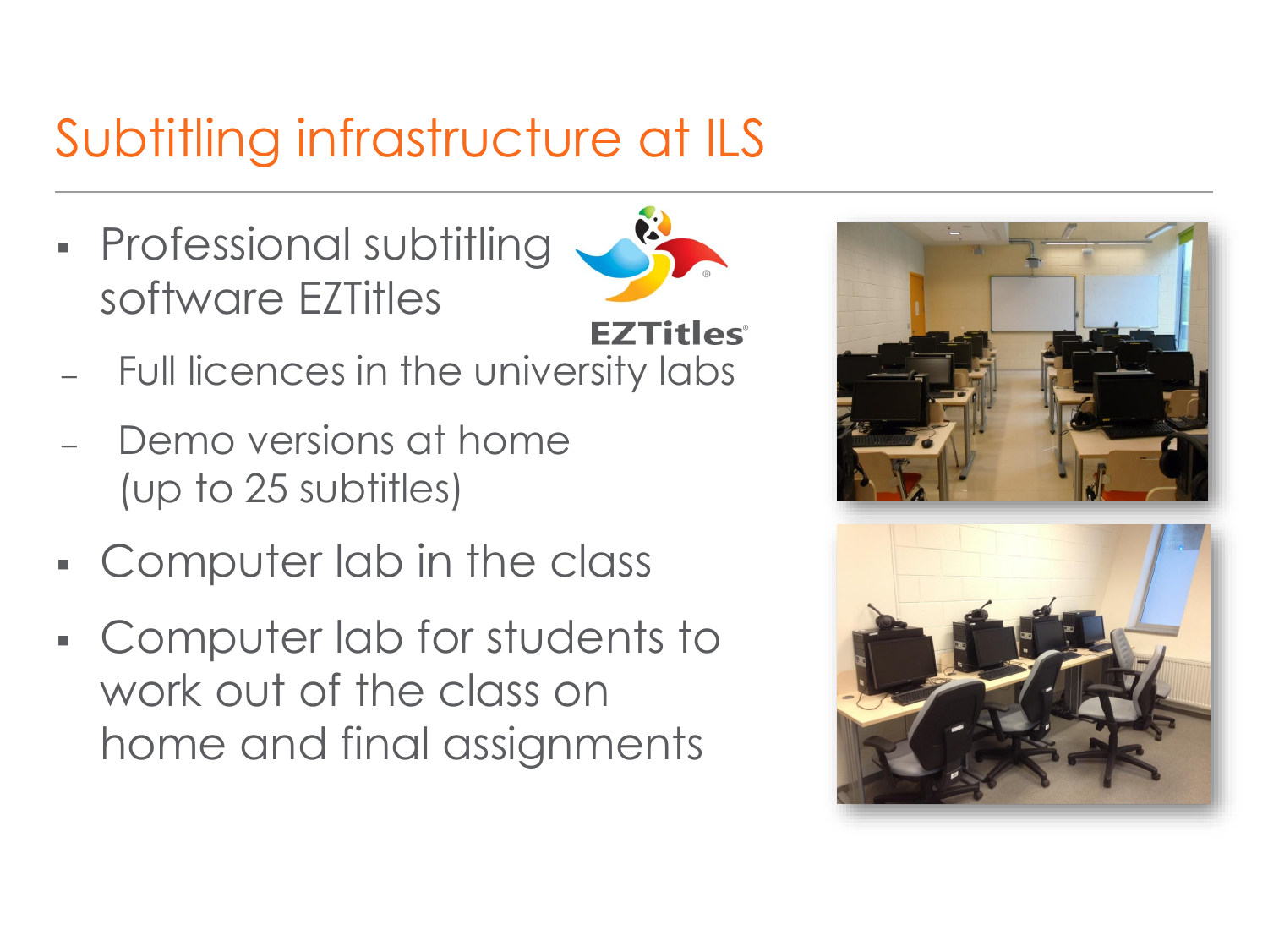# Subtitling infrastructure at ILS

- Professional subtitling software EZTitles
  - Full licences in the university labs
  - Demo versions at home (up to 25 subtitles)
- Computer lab in the class
- Computer lab for students to work out of the class on home and final assignments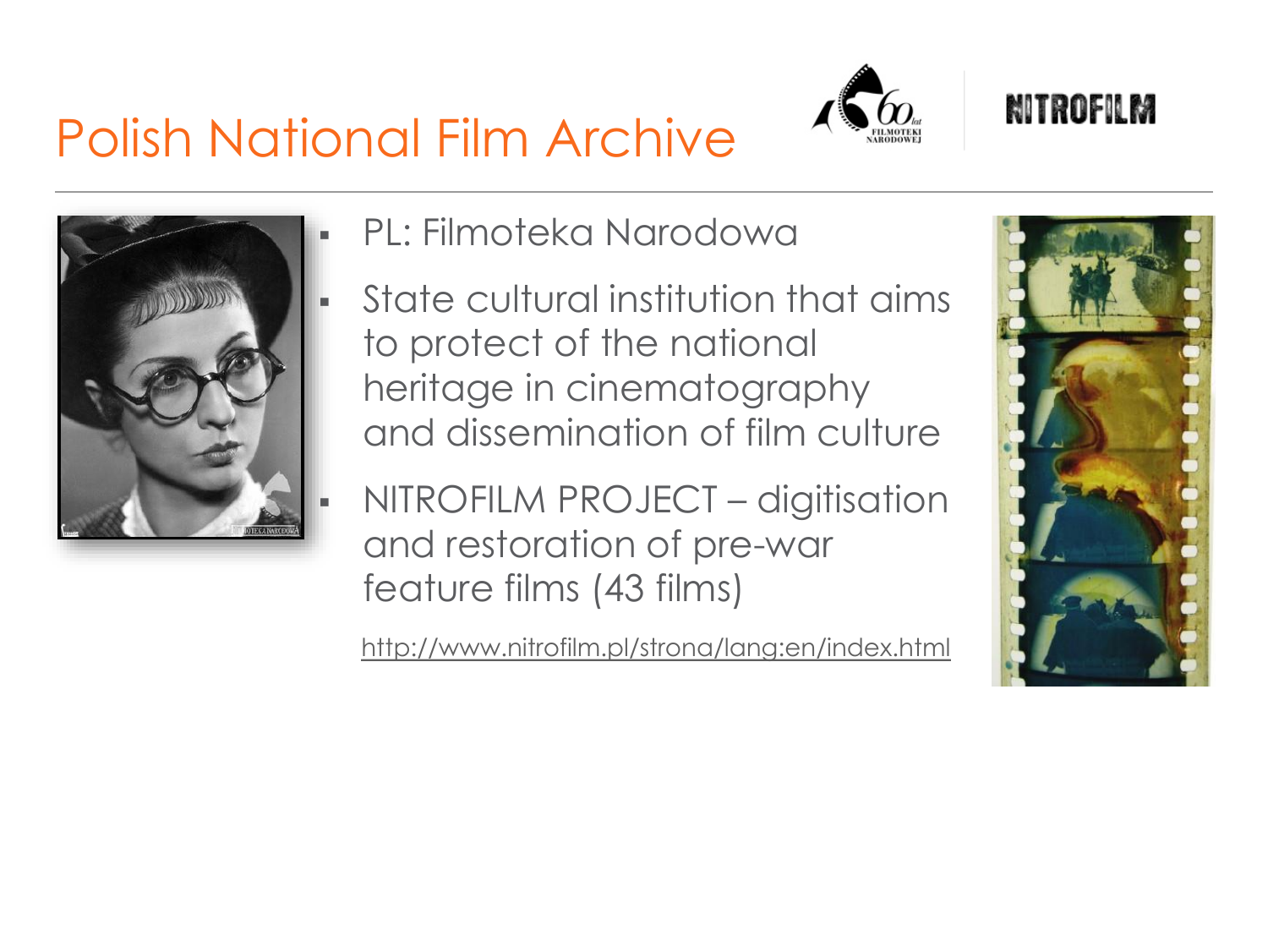# Polish National Film Archive

- PL: Filmoteka Narodowa
- State cultural institution that aims to protect of the national heritage in cinematography and dissemination of film culture
- NITROFILM PROJECT – digitisation and restoration of pre-war feature films (43 films)

http://www.nitrofilm.pl/strona/lang:en/index.html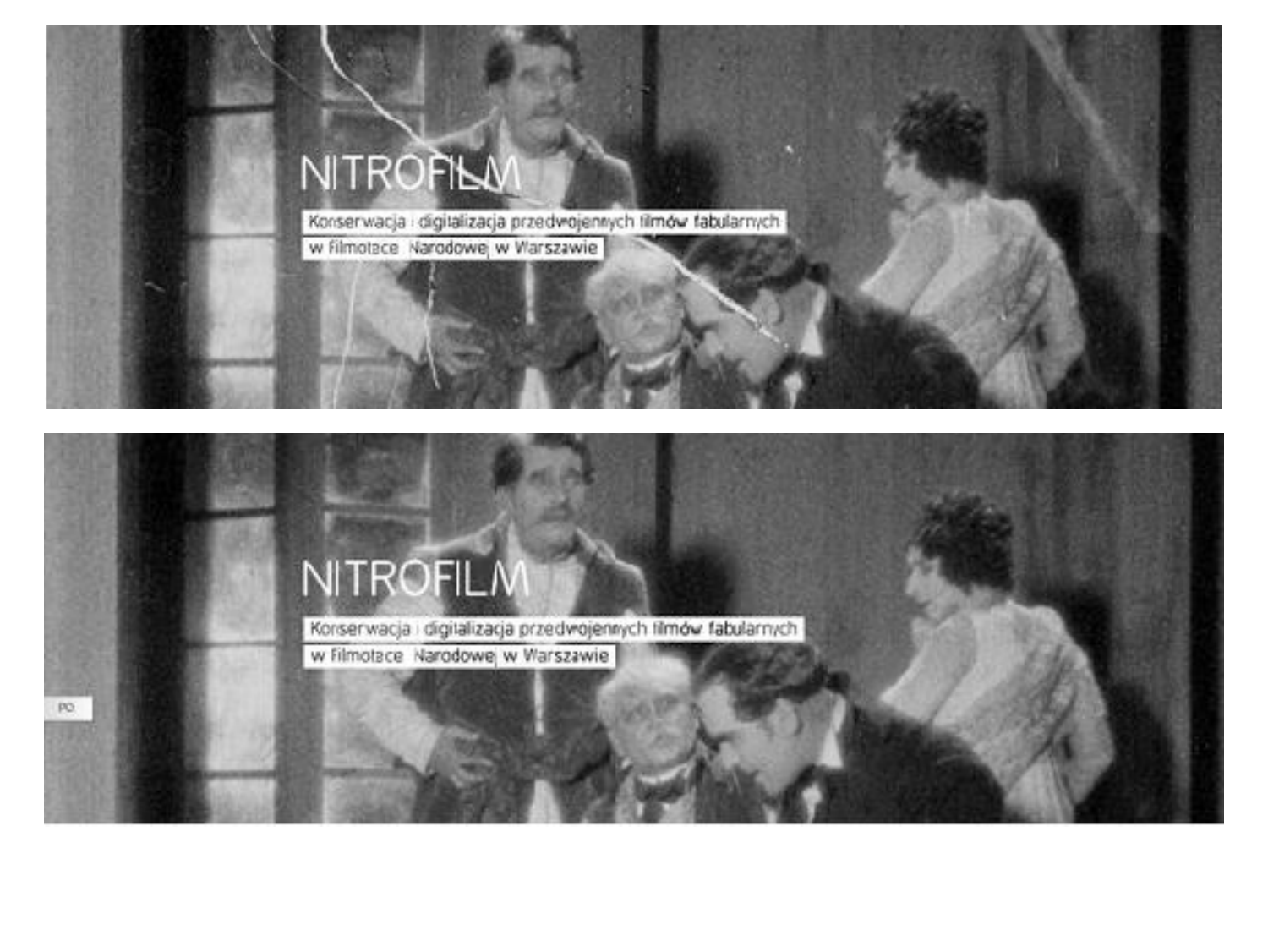NITROFILM

Konserwacja i digitalizacja przedwojennych filmów fabularnych
w Filmotece Narodowej w Warszawie

NITROFILM

Konserwacja i digitalizacja przedwojennych filmów fabularnych
w Filmotece Narodowej w Warszawie

PO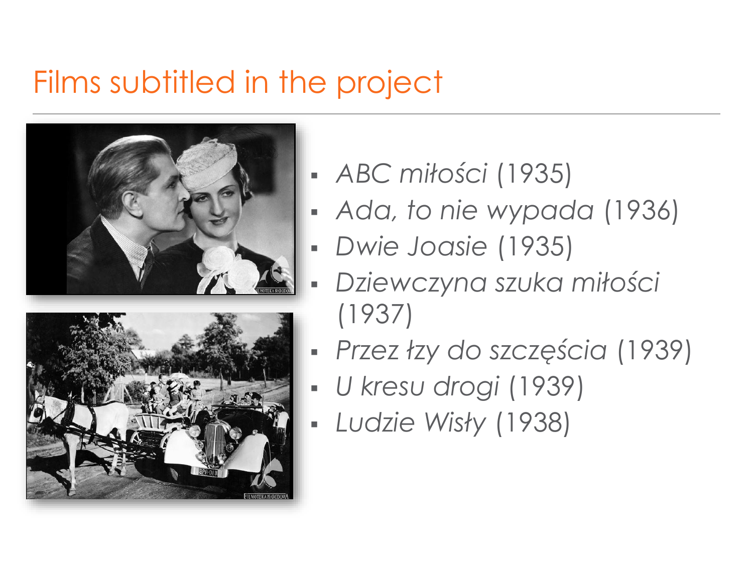# Films subtitled in the project

- *ABC miłości* (1935)
- *Ada, to nie wypada* (1936)
- *Dwie Joasie* (1935)
- *Dziewczyna szuka miłości* (1937)
- *Przez łzy do szczęścia* (1939)
- *U kresu drogi* (1939)
- *Ludzie Wisły* (1938)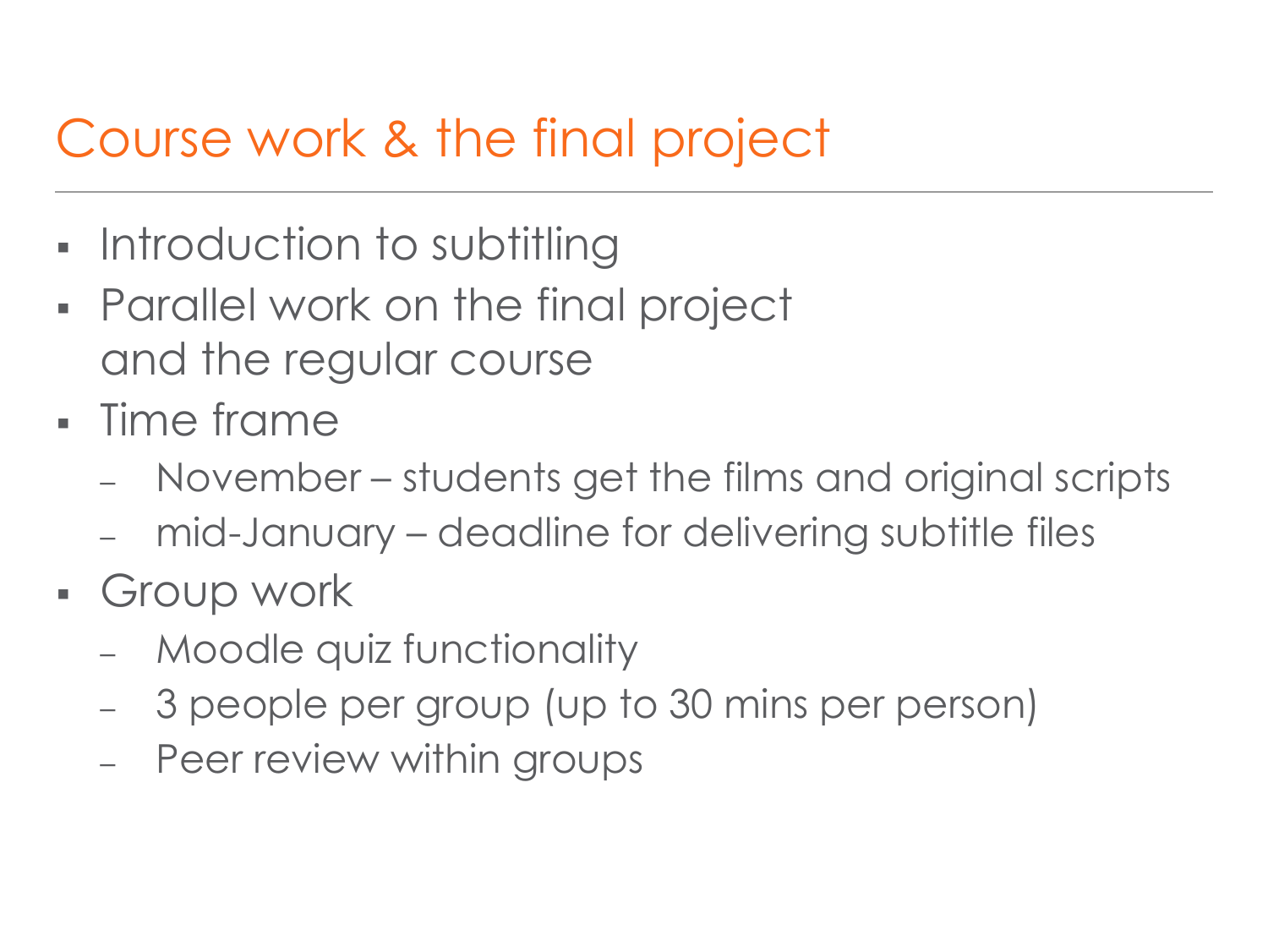# Course work & the final project

- Introduction to subtitling
- Parallel work on the final project and the regular course
- Time frame
  - November – students get the films and original scripts
  - mid-January – deadline for delivering subtitle files
- Group work
  - Moodle quiz functionality
  - 3 people per group (up to 30 mins per person)
  - Peer review within groups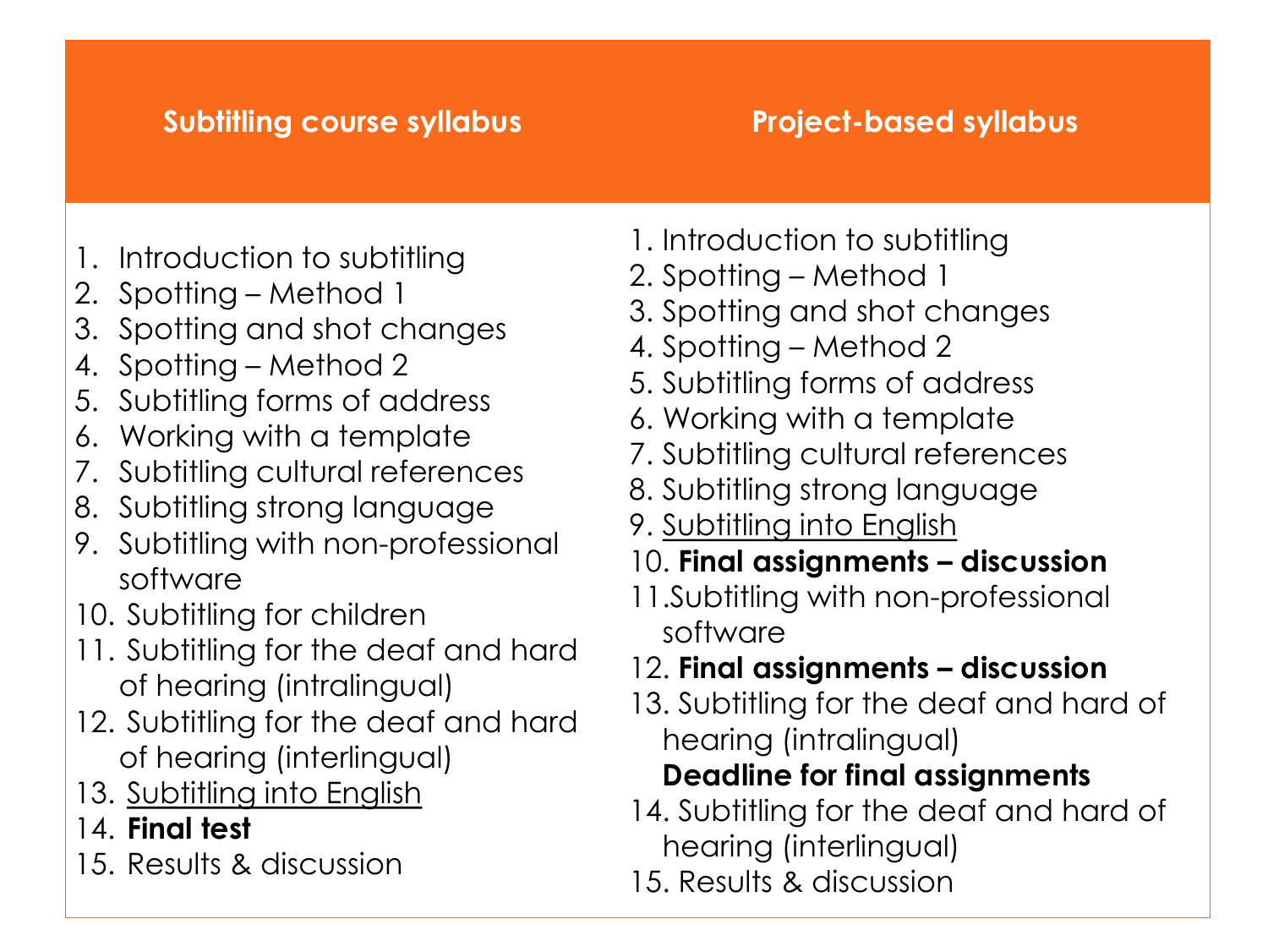| Subtitling course syllabus | Project-based syllabus |
| --- | --- |
| 1. Introduction to subtitling | 1. Introduction to subtitling |
| 2. Spotting – Method 1 | 2. Spotting – Method 1 |
| 3. Spotting and shot changes | 3. Spotting and shot changes |
| 4. Spotting – Method 2 | 4. Spotting – Method 2 |
| 5. Subtitling forms of address | 5. Subtitling forms of address |
| 6. Working with a template | 6. Working with a template |
| 7. Subtitling cultural references | 7. Subtitling cultural references |
| 8. Subtitling strong language | 8. Subtitling strong language |
| 9. Subtitling with non-professional software | 9. Subtitling into English |
| 10. Subtitling for children | 10. **Final assignments – discussion** |
| 11. Subtitling for the deaf and hard of hearing (intralingual) | 11. Subtitling with non-professional software |
| 12. Subtitling for the deaf and hard of hearing (interlingual) | 12. **Final assignments – discussion** |
| 13. Subtitling into English | 13. Subtitling for the deaf and hard of hearing (intralingual) **Deadline for final assignments** |
| 14. **Final test** | 14. Subtitling for the deaf and hard of hearing (interlingual) |
| 15. Results & discussion | 15. Results & discussion |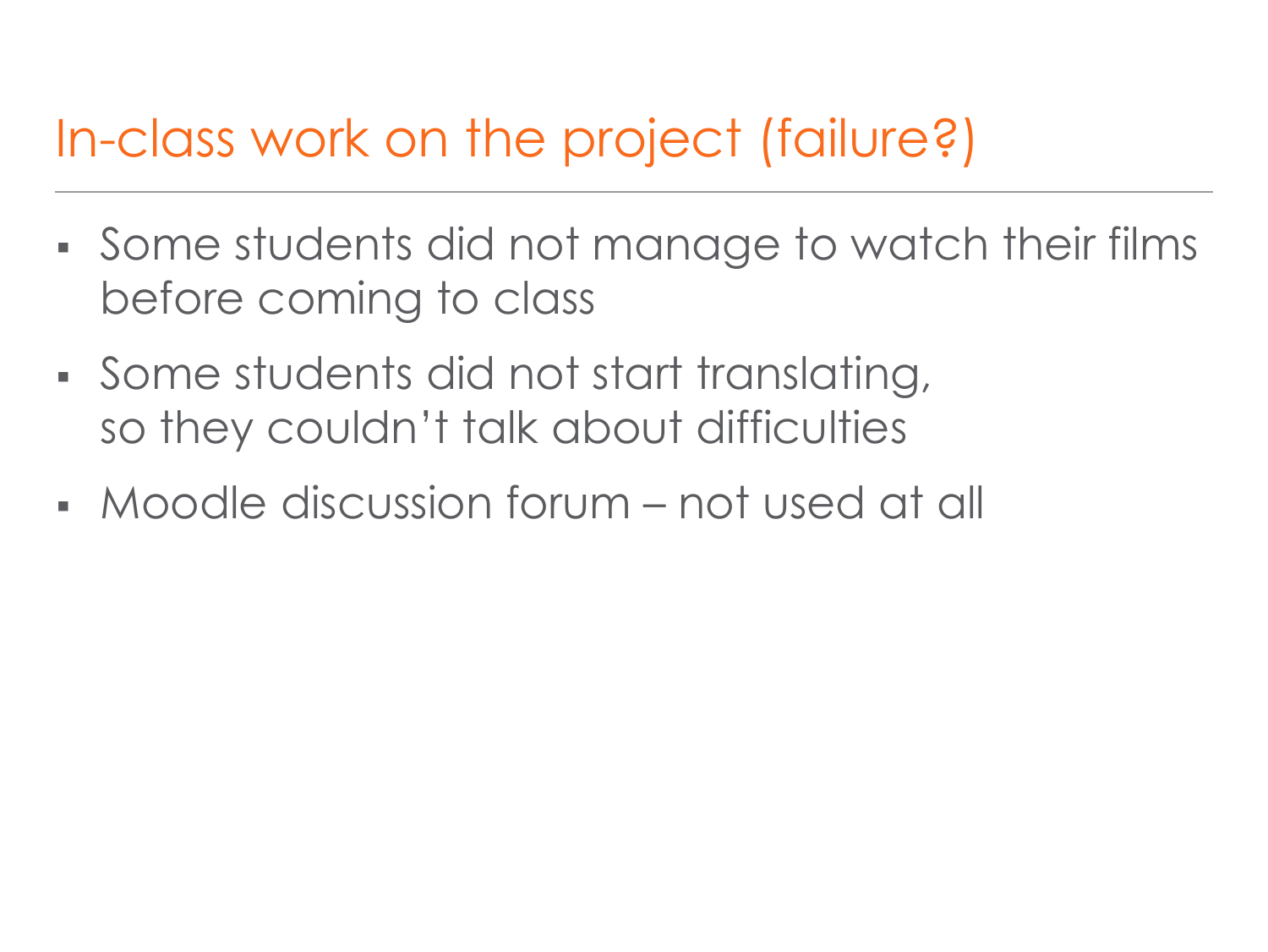# In-class work on the project (failure?)

- Some students did not manage to watch their films before coming to class
- Some students did not start translating, so they couldn't talk about difficulties
- Moodle discussion forum – not used at all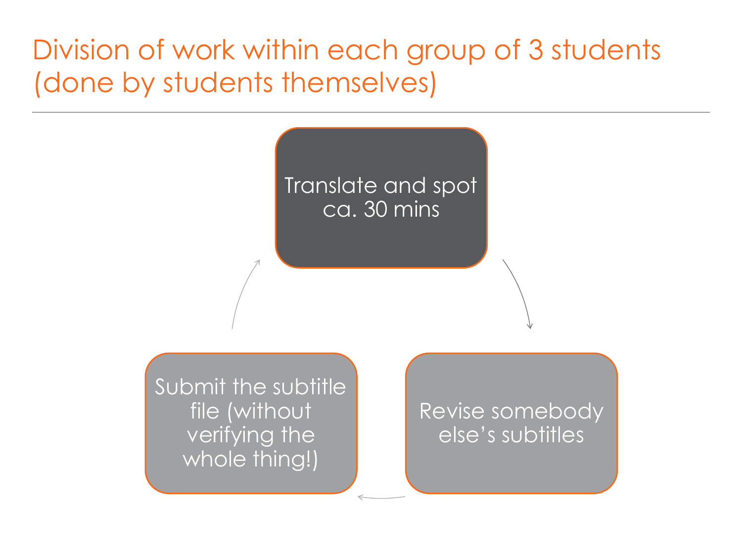# Division of work within each group of 3 students (done by students themselves)

- Translate and spot ca. 30 mins
- Revise somebody else's subtitles
- Submit the subtitle file (without verifying the whole thing!)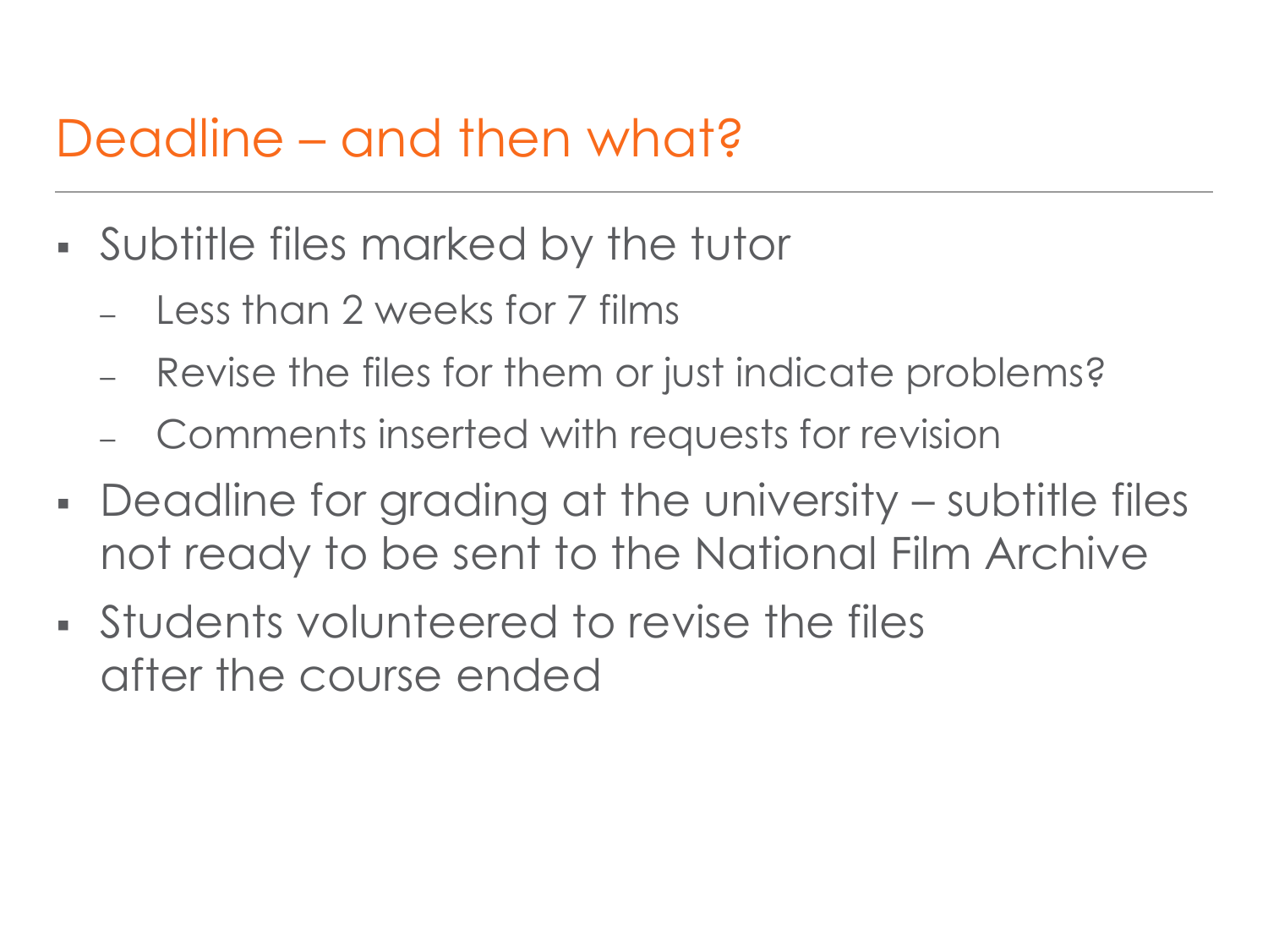# Deadline – and then what?

- Subtitle files marked by the tutor
  - Less than 2 weeks for 7 films
  - Revise the files for them or just indicate problems?
  - Comments inserted with requests for revision
- Deadline for grading at the university – subtitle files not ready to be sent to the National Film Archive
- Students volunteered to revise the files after the course ended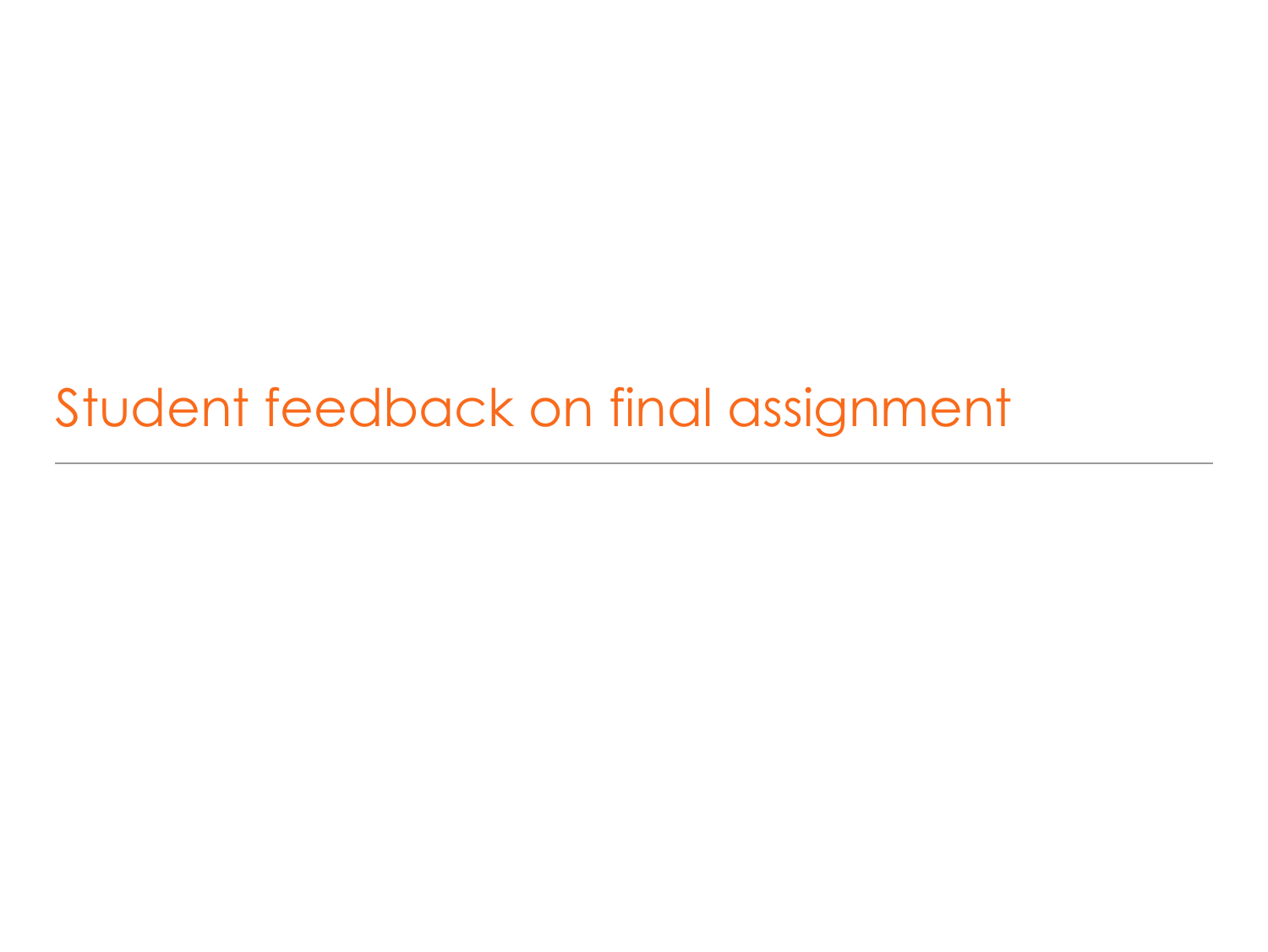# Student feedback on final assignment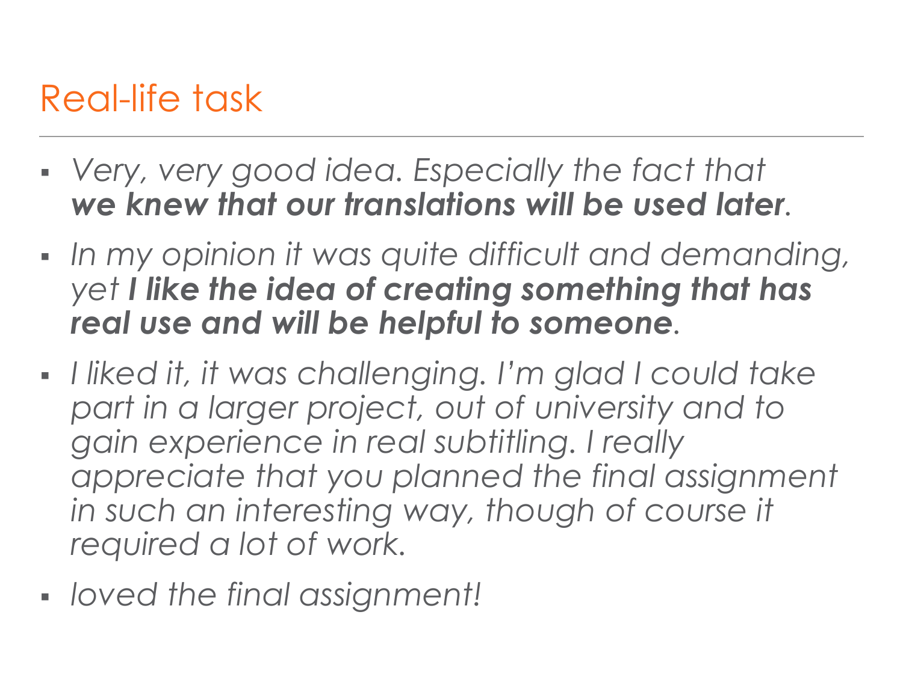# Real-life task

- *Very, very good idea. Especially the fact that **we knew that our translations will be used later**.*
- *In my opinion it was quite difficult and demanding, yet **I like the idea of creating something that has real use and will be helpful to someone**.*
- *I liked it, it was challenging. I'm glad I could take part in a larger project, out of university and to gain experience in real subtitling. I really appreciate that you planned the final assignment in such an interesting way, though of course it required a lot of work.*
- *loved the final assignment!*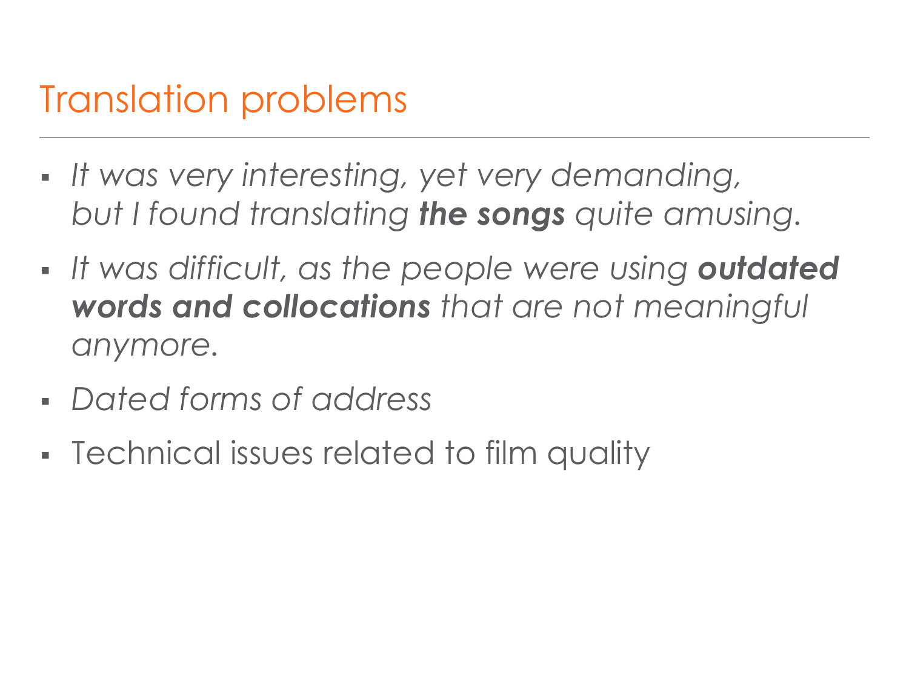# Translation problems

- *It was very interesting, yet very demanding, but I found translating **the songs** quite amusing.*
- *It was difficult, as the people were using **outdated words and collocations** that are not meaningful anymore.*
- *Dated forms of address*
- Technical issues related to film quality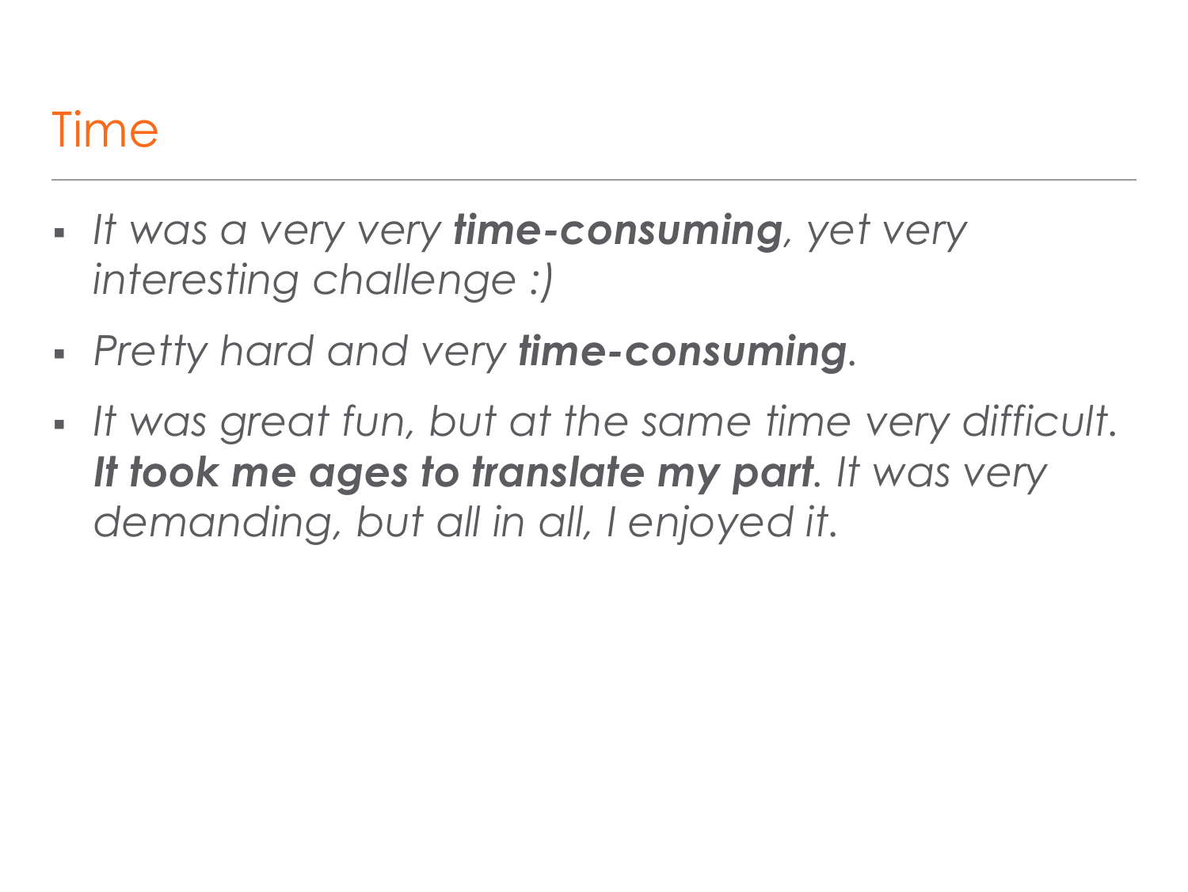# Time

- *It was a very very* ***time-consuming****, yet very interesting challenge :)*
- *Pretty hard and very* ***time-consuming****.*
- *It was great fun, but at the same time very difficult.* ***It took me ages to translate my part****. It was very demanding, but all in all, I enjoyed it.*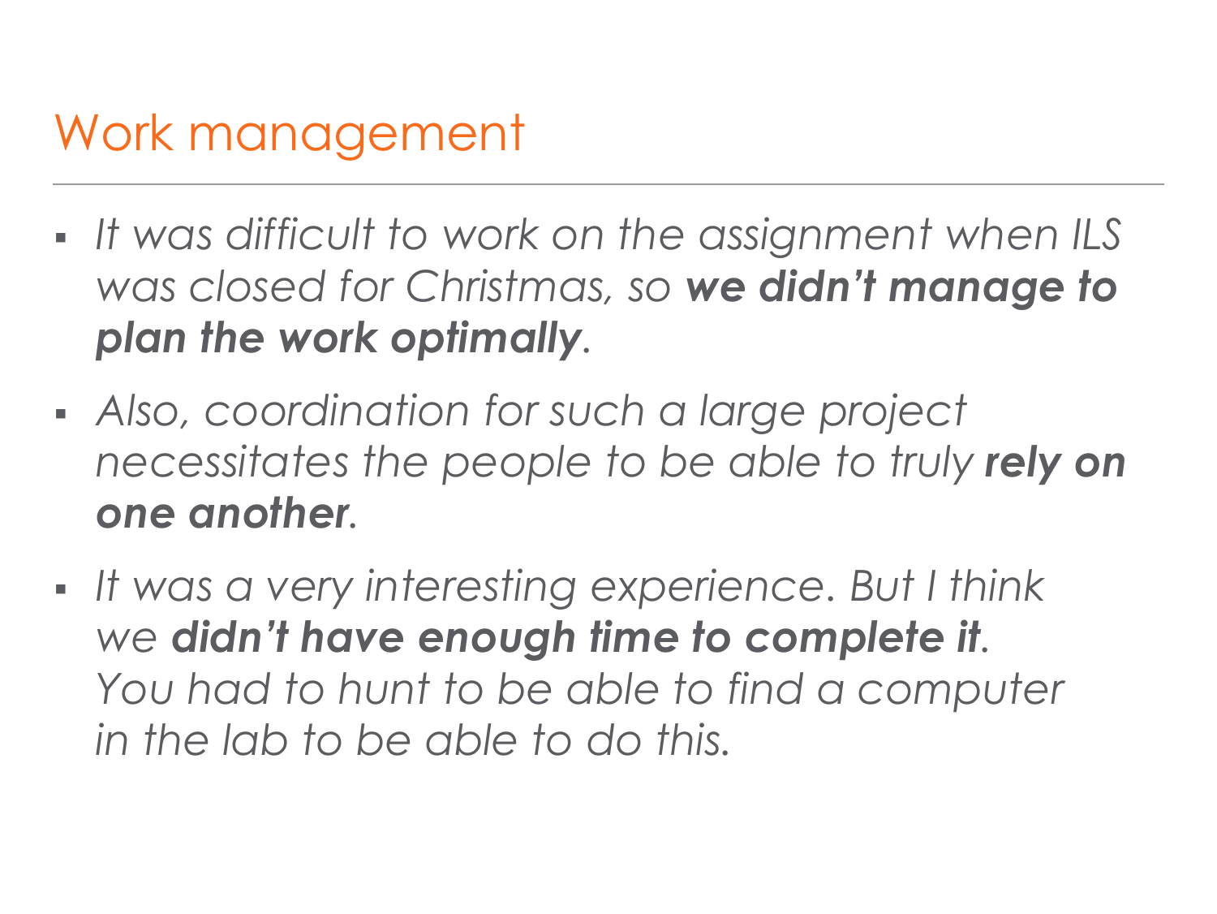# Work management

- *It was difficult to work on the assignment when ILS was closed for Christmas, so* ***we didn't manage to plan the work optimally****.*
- *Also, coordination for such a large project necessitates the people to be able to truly* ***rely on one another****.*
- *It was a very interesting experience. But I think we* ***didn't have enough time to complete it****. You had to hunt to be able to find a computer in the lab to be able to do this.*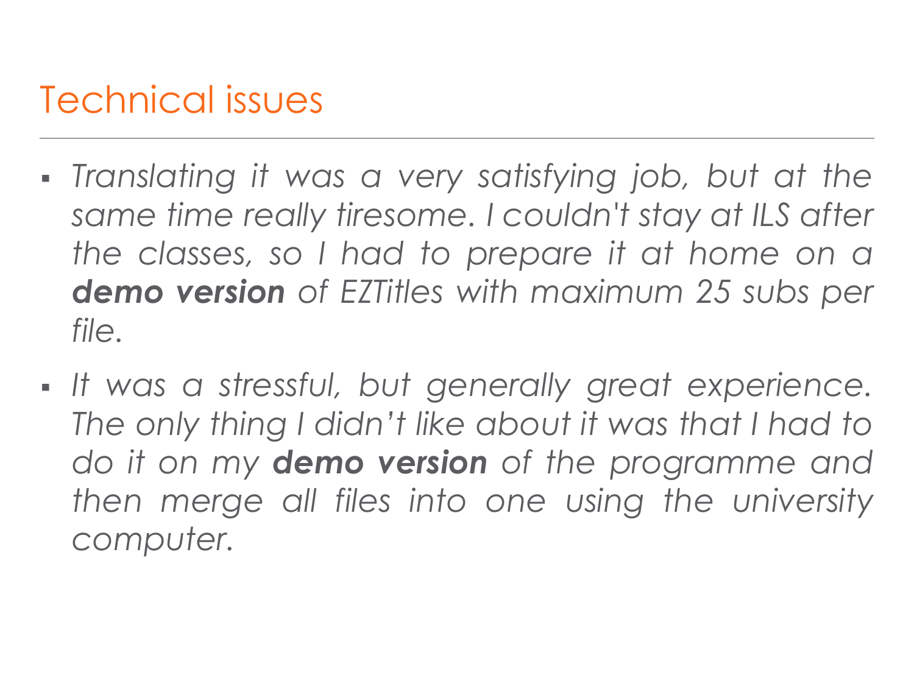# Technical issues

- *Translating it was a very satisfying job, but at the same time really tiresome. I couldn't stay at ILS after the classes, so I had to prepare it at home on a **demo version** of EZTitles with maximum 25 subs per file.*
- *It was a stressful, but generally great experience. The only thing I didn't like about it was that I had to do it on my **demo version** of the programme and then merge all files into one using the university computer.*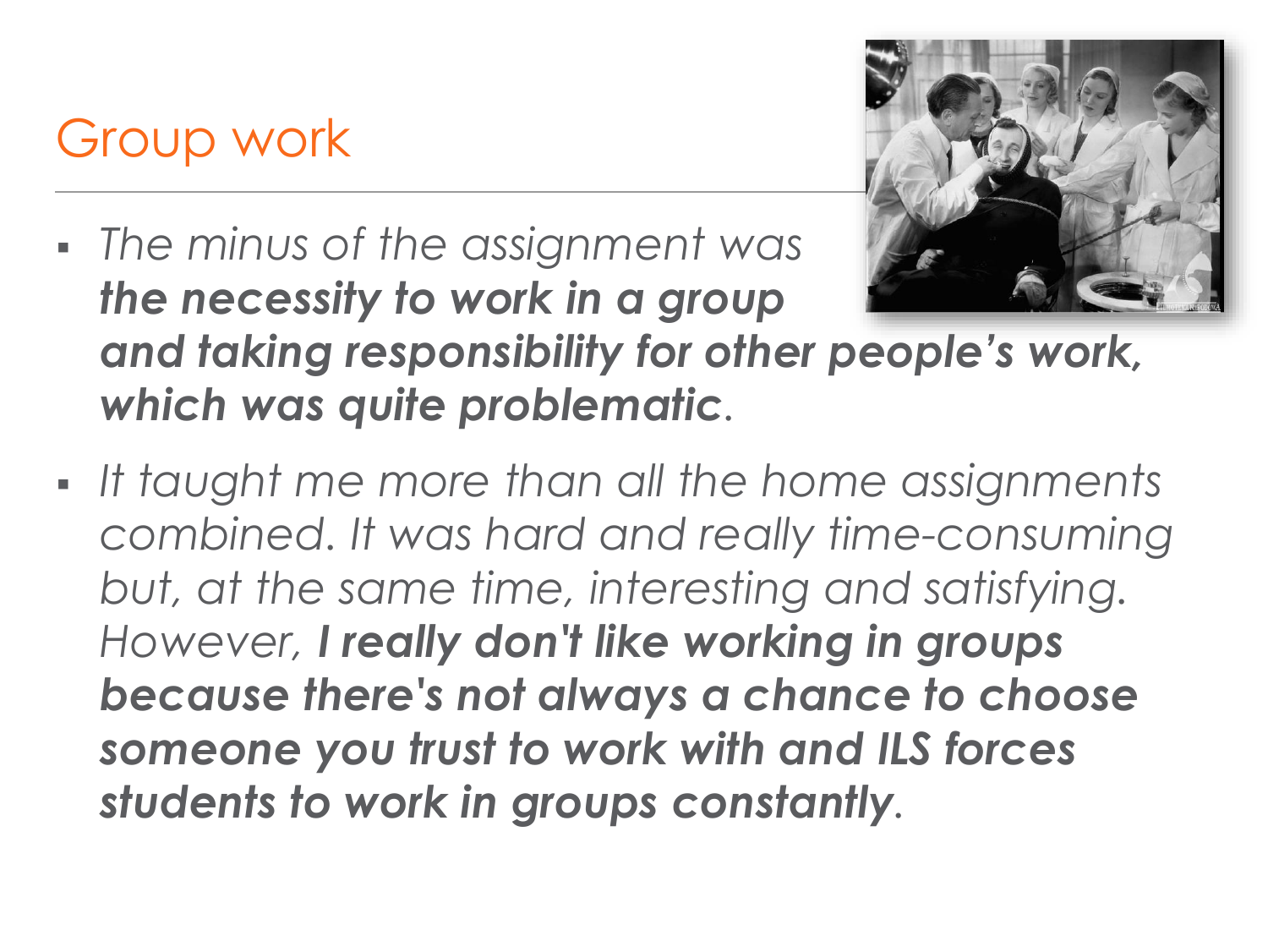# Group work

- *The minus of the assignment was* ***the necessity to work in a group and taking responsibility for other people's work, which was quite problematic****.*
- *It taught me more than all the home assignments combined. It was hard and really time-consuming but, at the same time, interesting and satisfying. However,* ***I really don't like working in groups because there's not always a chance to choose someone you trust to work with and ILS forces students to work in groups constantly****.*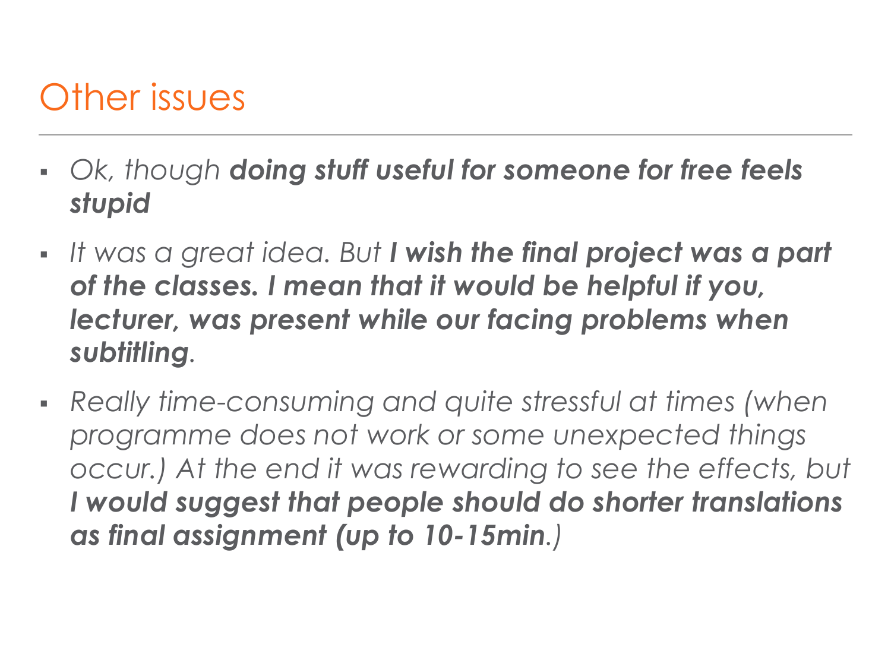# Other issues

- *Ok, though **doing stuff useful for someone for free feels stupid***
- *It was a great idea. But **I wish the final project was a part of the classes. I mean that it would be helpful if you, lecturer, was present while our facing problems when subtitling**.*
- *Really time-consuming and quite stressful at times (when programme does not work or some unexpected things occur.) At the end it was rewarding to see the effects, but **I would suggest that people should do shorter translations as final assignment (up to 10-15min**.)*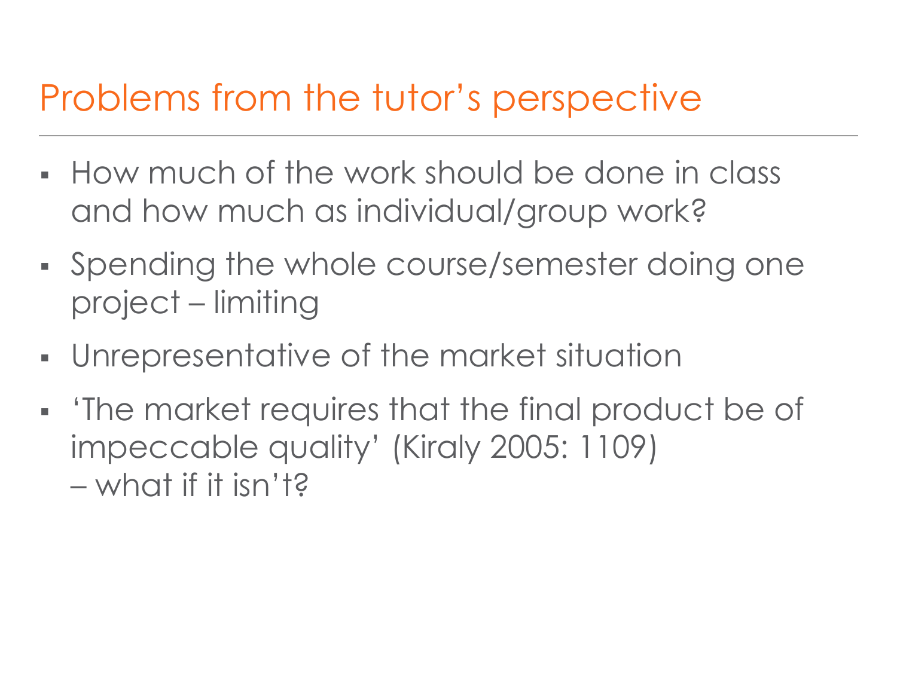## Problems from the tutor's perspective

- How much of the work should be done in class and how much as individual/group work?
- Spending the whole course/semester doing one project – limiting
- Unrepresentative of the market situation
- 'The market requires that the final product be of impeccable quality' (Kiraly 2005: 1109)
  – what if it isn't?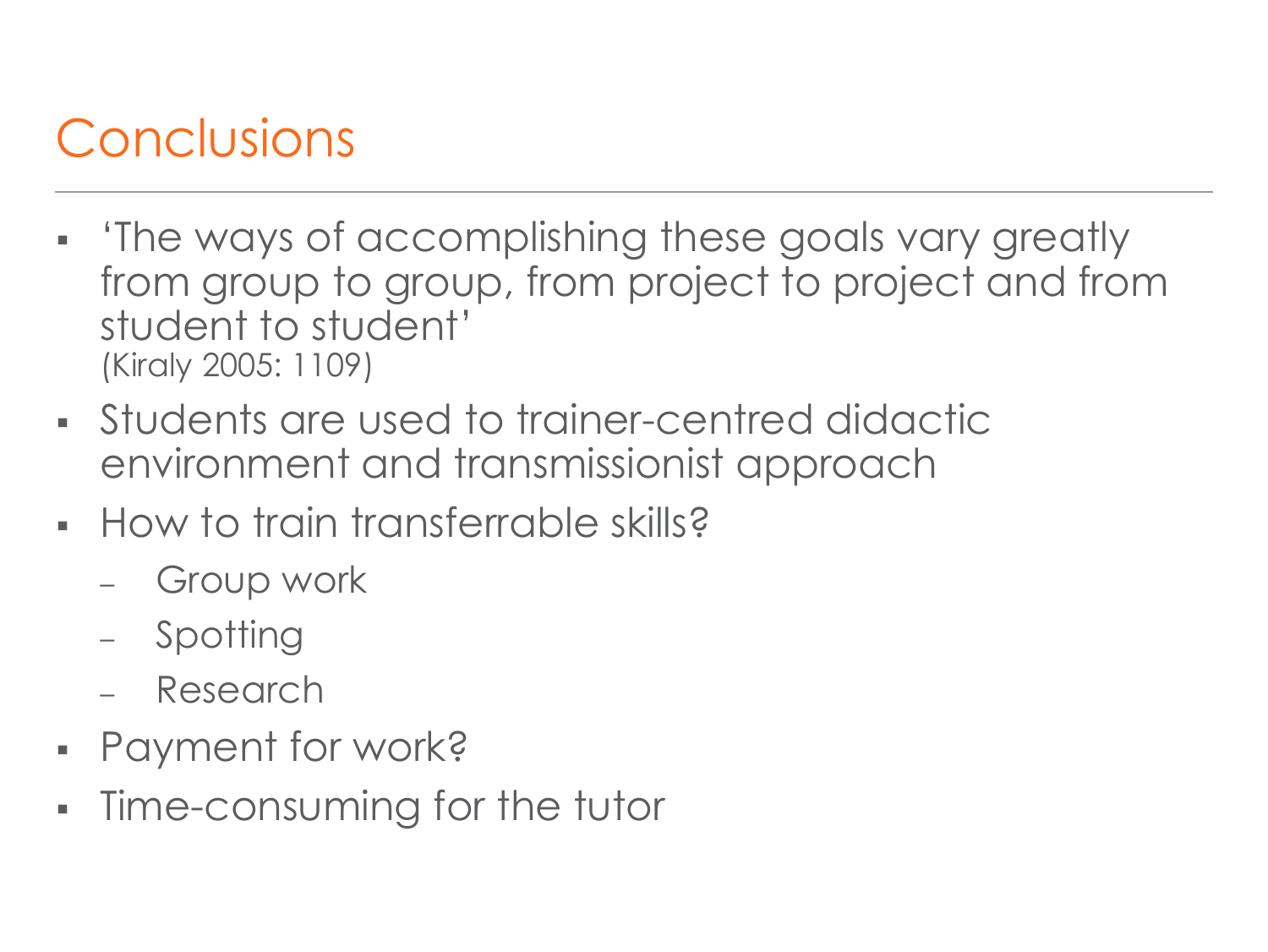# Conclusions

- 'The ways of accomplishing these goals vary greatly from group to group, from project to project and from student to student'
  (Kiraly 2005: 1109)
- Students are used to trainer-centred didactic environment and transmissionist approach
- How to train transferrable skills?
  - Group work
  - Spotting
  - Research
- Payment for work?
- Time-consuming for the tutor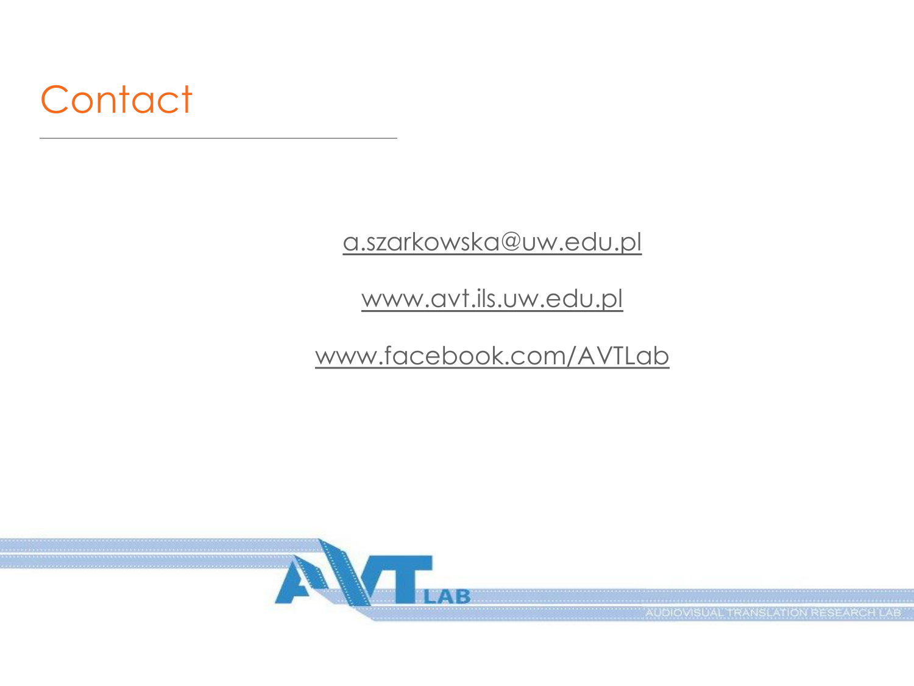# Contact

a.szarkowska@uw.edu.pl

www.avt.ils.uw.edu.pl

www.facebook.com/AVTLab